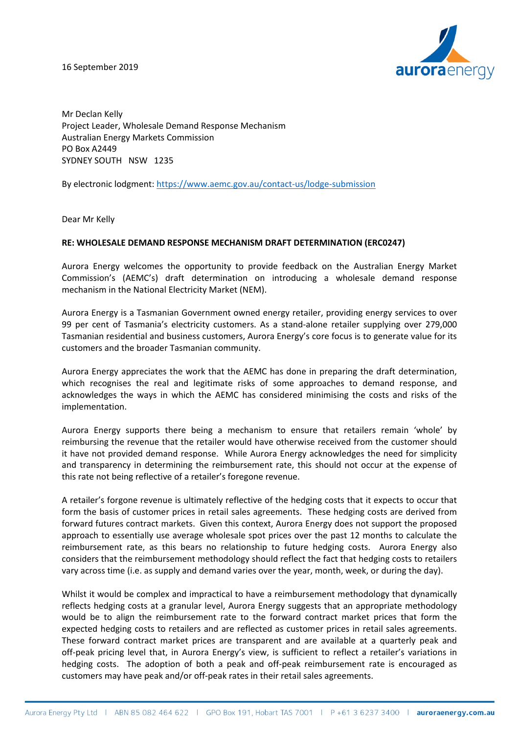16 September 2019

Mr Declan Kelly
Project Leader, Wholesale Demand Response Mechanism
Australian Energy Markets Commission
PO Box A2449
SYDNEY SOUTH NSW 1235

By electronic lodgment: https://www.aemc.gov.au/contact-us/lodge-submission

Dear Mr Kelly

**RE: WHOLESALE DEMAND RESPONSE MECHANISM DRAFT DETERMINATION (ERC0247)**

Aurora Energy welcomes the opportunity to provide feedback on the Australian Energy Market Commission's (AEMC's) draft determination on introducing a wholesale demand response mechanism in the National Electricity Market (NEM).

Aurora Energy is a Tasmanian Government owned energy retailer, providing energy services to over 99 per cent of Tasmania's electricity customers. As a stand-alone retailer supplying over 279,000 Tasmanian residential and business customers, Aurora Energy's core focus is to generate value for its customers and the broader Tasmanian community.

Aurora Energy appreciates the work that the AEMC has done in preparing the draft determination, which recognises the real and legitimate risks of some approaches to demand response, and acknowledges the ways in which the AEMC has considered minimising the costs and risks of the implementation.

Aurora Energy supports there being a mechanism to ensure that retailers remain 'whole' by reimbursing the revenue that the retailer would have otherwise received from the customer should it have not provided demand response. While Aurora Energy acknowledges the need for simplicity and transparency in determining the reimbursement rate, this should not occur at the expense of this rate not being reflective of a retailer's foregone revenue.

A retailer's forgone revenue is ultimately reflective of the hedging costs that it expects to occur that form the basis of customer prices in retail sales agreements. These hedging costs are derived from forward futures contract markets. Given this context, Aurora Energy does not support the proposed approach to essentially use average wholesale spot prices over the past 12 months to calculate the reimbursement rate, as this bears no relationship to future hedging costs. Aurora Energy also considers that the reimbursement methodology should reflect the fact that hedging costs to retailers vary across time (i.e. as supply and demand varies over the year, month, week, or during the day).

Whilst it would be complex and impractical to have a reimbursement methodology that dynamically reflects hedging costs at a granular level, Aurora Energy suggests that an appropriate methodology would be to align the reimbursement rate to the forward contract market prices that form the expected hedging costs to retailers and are reflected as customer prices in retail sales agreements. These forward contract market prices are transparent and are available at a quarterly peak and off-peak pricing level that, in Aurora Energy's view, is sufficient to reflect a retailer's variations in hedging costs. The adoption of both a peak and off-peak reimbursement rate is encouraged as customers may have peak and/or off-peak rates in their retail sales agreements.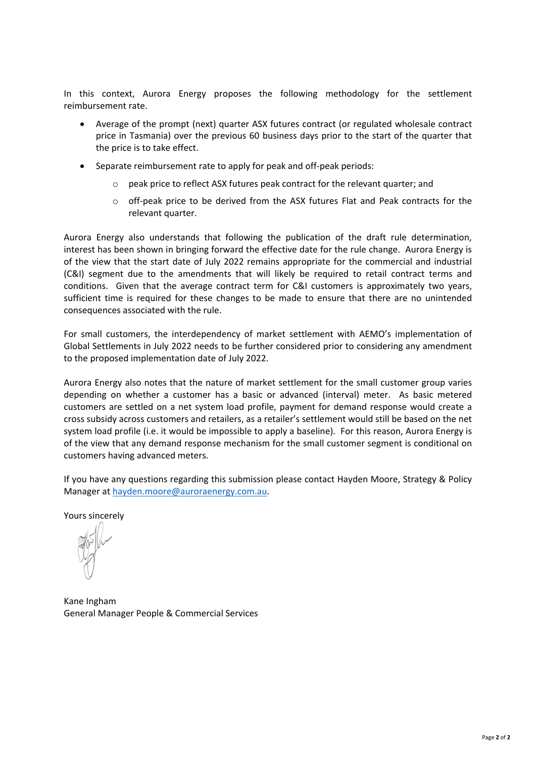In this context, Aurora Energy proposes the following methodology for the settlement reimbursement rate.

- Average of the prompt (next) quarter ASX futures contract (or regulated wholesale contract price in Tasmania) over the previous 60 business days prior to the start of the quarter that the price is to take effect.
- Separate reimbursement rate to apply for peak and off-peak periods:
  - peak price to reflect ASX futures peak contract for the relevant quarter; and
  - off-peak price to be derived from the ASX futures Flat and Peak contracts for the relevant quarter.

Aurora Energy also understands that following the publication of the draft rule determination, interest has been shown in bringing forward the effective date for the rule change. Aurora Energy is of the view that the start date of July 2022 remains appropriate for the commercial and industrial (C&I) segment due to the amendments that will likely be required to retail contract terms and conditions. Given that the average contract term for C&I customers is approximately two years, sufficient time is required for these changes to be made to ensure that there are no unintended consequences associated with the rule.

For small customers, the interdependency of market settlement with AEMO's implementation of Global Settlements in July 2022 needs to be further considered prior to considering any amendment to the proposed implementation date of July 2022.

Aurora Energy also notes that the nature of market settlement for the small customer group varies depending on whether a customer has a basic or advanced (interval) meter. As basic metered customers are settled on a net system load profile, payment for demand response would create a cross subsidy across customers and retailers, as a retailer's settlement would still be based on the net system load profile (i.e. it would be impossible to apply a baseline). For this reason, Aurora Energy is of the view that any demand response mechanism for the small customer segment is conditional on customers having advanced meters.

If you have any questions regarding this submission please contact Hayden Moore, Strategy & Policy Manager at hayden.moore@auroraenergy.com.au.

Yours sincerely

Kane Ingham
General Manager People & Commercial Services